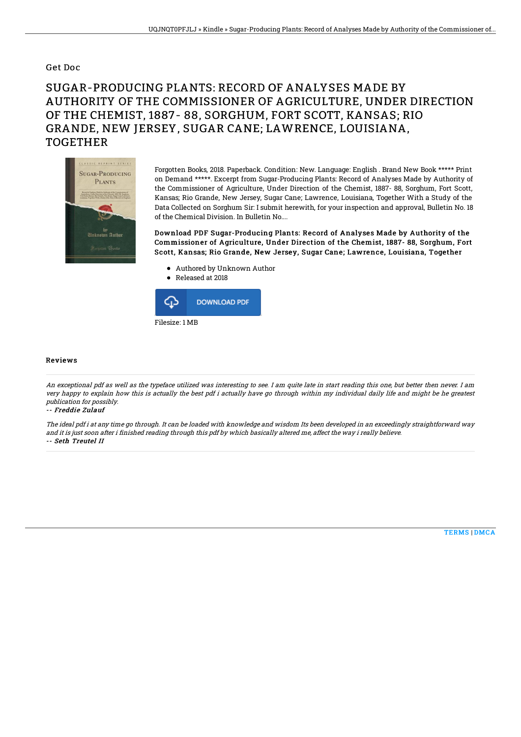Get Doc

# SUGAR-PRODUCING PLANTS: RECORD OF ANALYSES MADE BY AUTHORITY OF THE COMMISSIONER OF AGRICULTURE, UNDER DIRECTION OF THE CHEMIST, 1887- 88, SORGHUM, FORT SCOTT, KANSAS; RIO GRANDE, NEW JERSEY, SUGAR CANE; LAWRENCE, LOUISIANA, TOGETHER

Forgotten Books, 2018. Paperback. Condition: New. Language: English . Brand New Book ***** Print on Demand *****. Excerpt from Sugar-Producing Plants: Record of Analyses Made by Authority of the Commissioner of Agriculture, Under Direction of the Chemist, 1887- 88, Sorghum, Fort Scott, Kansas; Rio Grande, New Jersey, Sugar Cane; Lawrence, Louisiana, Together With a Study of the Data Collected on Sorghum Sir: I submit herewith, for your inspection and approval, Bulletin No. 18 of the Chemical Division. In Bulletin No....

**Download PDF Sugar-Producing Plants: Record of Analyses Made by Authority of the Commissioner of Agriculture, Under Direction of the Chemist, 1887- 88, Sorghum, Fort Scott, Kansas; Rio Grande, New Jersey, Sugar Cane; Lawrence, Louisiana, Together**

- Authored by Unknown Author
- Released at 2018

DOWNLOAD PDF

Filesize: 1 MB

## Reviews

*An exceptional pdf as well as the typeface utilized was interesting to see. I am quite late in start reading this one, but better then never. I am very happy to explain how this is actually the best pdf i actually have go through within my individual daily life and might be he greatest publication for possibly.*

*-- Freddie Zulauf*

*The ideal pdf i at any time go through. It can be loaded with knowledge and wisdom Its been developed in an exceedingly straightforward way and it is just soon after i finished reading through this pdf by which basically altered me, affect the way i really believe.*

*-- Seth Treutel II*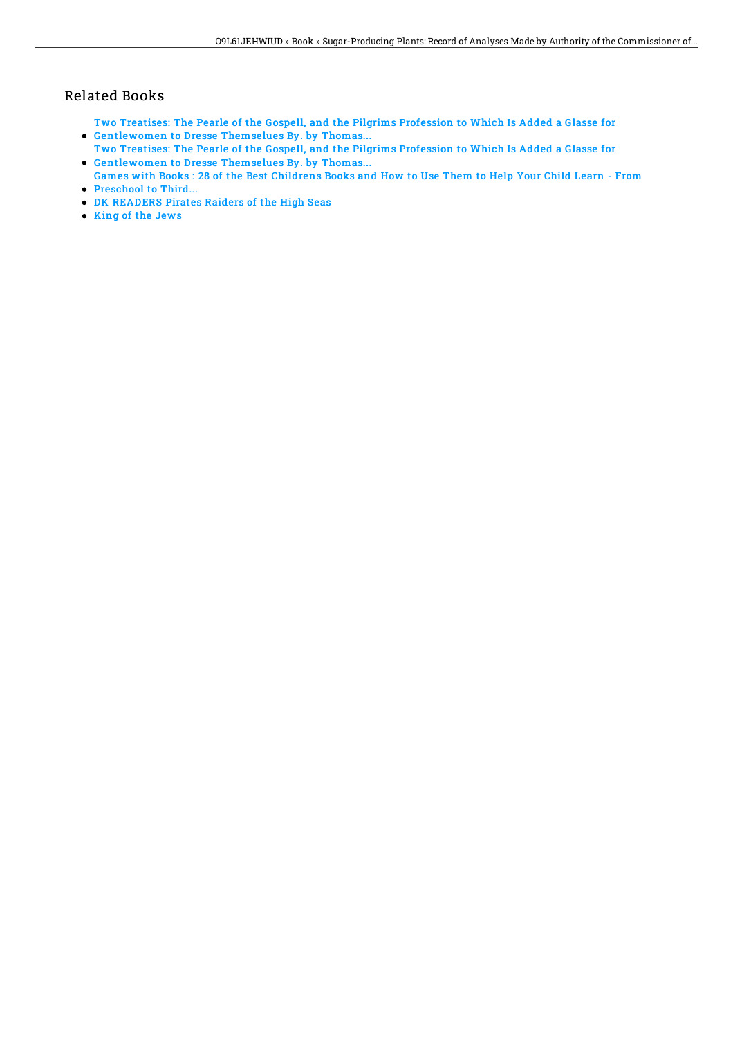## Related Books

- Two Treatises: The Pearle of the Gospell, and the Pilgrims Profession to Which Is Added a Glasse for Gentlewomen to Dresse Themselues By. by Thomas...
- Two Treatises: The Pearle of the Gospell, and the Pilgrims Profession to Which Is Added a Glasse for Gentlewomen to Dresse Themselues By. by Thomas...
- Games with Books : 28 of the Best Childrens Books and How to Use Them to Help Your Child Learn - From Preschool to Third...
- DK READERS Pirates Raiders of the High Seas
- King of the Jews